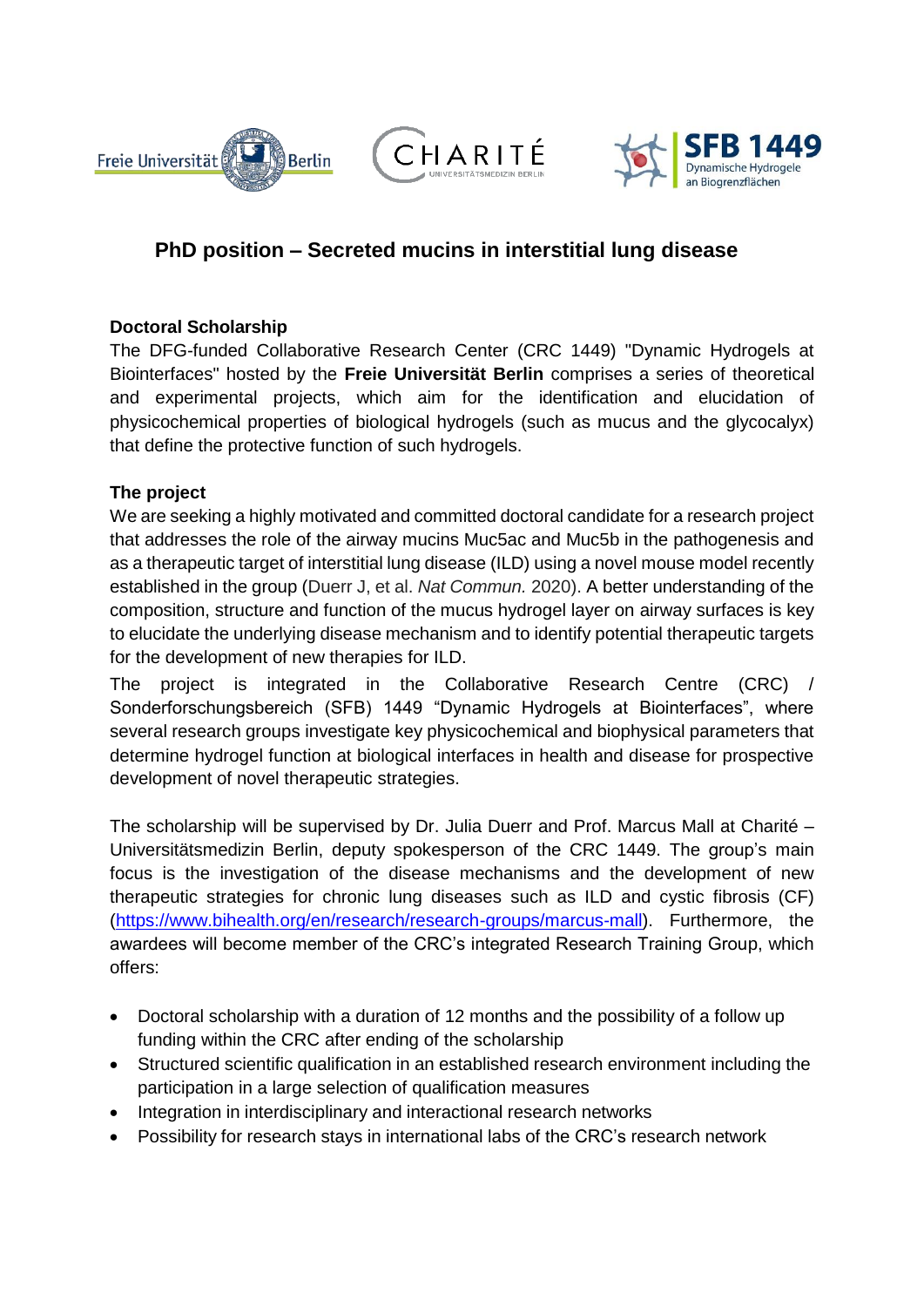# PhD position – Secreted mucins in interstitial lung disease

**Doctoral Scholarship**

The DFG-funded Collaborative Research Center (CRC 1449) "Dynamic Hydrogels at Biointerfaces" hosted by the **Freie Universität Berlin** comprises a series of theoretical and experimental projects, which aim for the identification and elucidation of physicochemical properties of biological hydrogels (such as mucus and the glycocalyx) that define the protective function of such hydrogels.

**The project**

We are seeking a highly motivated and committed doctoral candidate for a research project that addresses the role of the airway mucins Muc5ac and Muc5b in the pathogenesis and as a therapeutic target of interstitial lung disease (ILD) using a novel mouse model recently established in the group (Duerr J, et al. *Nat Commun.* 2020). A better understanding of the composition, structure and function of the mucus hydrogel layer on airway surfaces is key to elucidate the underlying disease mechanism and to identify potential therapeutic targets for the development of new therapies for ILD.

The project is integrated in the Collaborative Research Centre (CRC) / Sonderforschungsbereich (SFB) 1449 "Dynamic Hydrogels at Biointerfaces", where several research groups investigate key physicochemical and biophysical parameters that determine hydrogel function at biological interfaces in health and disease for prospective development of novel therapeutic strategies.

The scholarship will be supervised by Dr. Julia Duerr and Prof. Marcus Mall at Charité – Universitätsmedizin Berlin, deputy spokesperson of the CRC 1449. The group's main focus is the investigation of the disease mechanisms and the development of new therapeutic strategies for chronic lung diseases such as ILD and cystic fibrosis (CF) (https://www.bihealth.org/en/research/research-groups/marcus-mall). Furthermore, the awardees will become member of the CRC's integrated Research Training Group, which offers:

- Doctoral scholarship with a duration of 12 months and the possibility of a follow up funding within the CRC after ending of the scholarship
- Structured scientific qualification in an established research environment including the participation in a large selection of qualification measures
- Integration in interdisciplinary and interactional research networks
- Possibility for research stays in international labs of the CRC's research network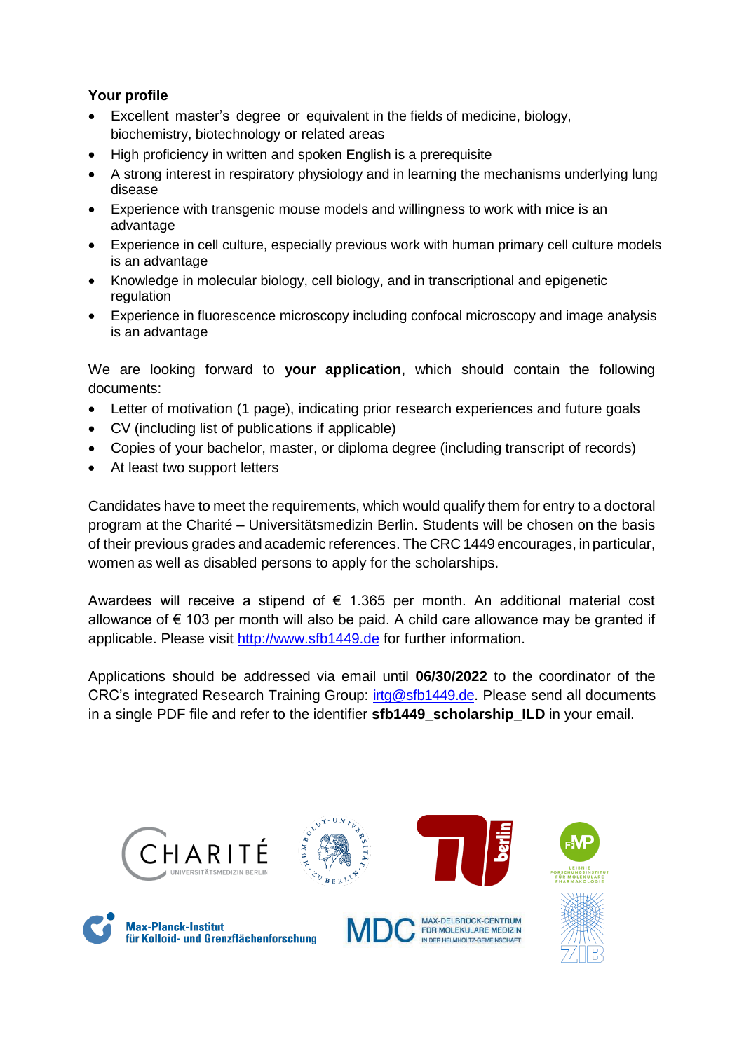**Your profile**

- Excellent master's degree or equivalent in the fields of medicine, biology, biochemistry, biotechnology or related areas
- High proficiency in written and spoken English is a prerequisite
- A strong interest in respiratory physiology and in learning the mechanisms underlying lung disease
- Experience with transgenic mouse models and willingness to work with mice is an advantage
- Experience in cell culture, especially previous work with human primary cell culture models is an advantage
- Knowledge in molecular biology, cell biology, and in transcriptional and epigenetic regulation
- Experience in fluorescence microscopy including confocal microscopy and image analysis is an advantage

We are looking forward to **your application**, which should contain the following documents:

- Letter of motivation (1 page), indicating prior research experiences and future goals
- CV (including list of publications if applicable)
- Copies of your bachelor, master, or diploma degree (including transcript of records)
- At least two support letters

Candidates have to meet the requirements, which would qualify them for entry to a doctoral program at the Charité – Universitätsmedizin Berlin. Students will be chosen on the basis of their previous grades and academic references. The CRC 1449 encourages, in particular, women as well as disabled persons to apply for the scholarships.

Awardees will receive a stipend of € 1.365 per month. An additional material cost allowance of € 103 per month will also be paid. A child care allowance may be granted if applicable. Please visit http://www.sfb1449.de for further information.

Applications should be addressed via email until **06/30/2022** to the coordinator of the CRC's integrated Research Training Group: irtg@sfb1449.de. Please send all documents in a single PDF file and refer to the identifier **sfb1449_scholarship_ILD** in your email.

CHARITÉ UNIVERSITÄTSMEDIZIN BERLIN

HUMBOLDT-UNIVERSITÄT ZU BERLIN

TU berlin

FMP LEIBNIZ FORSCHUNGSINSTITUT FÜR MOLEKULARE PHARMAKOLOGIE

Max-Planck-Institut für Kolloid- und Grenzflächenforschung

MDC MAX-DELBRÜCK-CENTRUM FÜR MOLEKULARE MEDIZIN IN DER HELMHOLTZ-GEMEINSCHAFT

ZIB